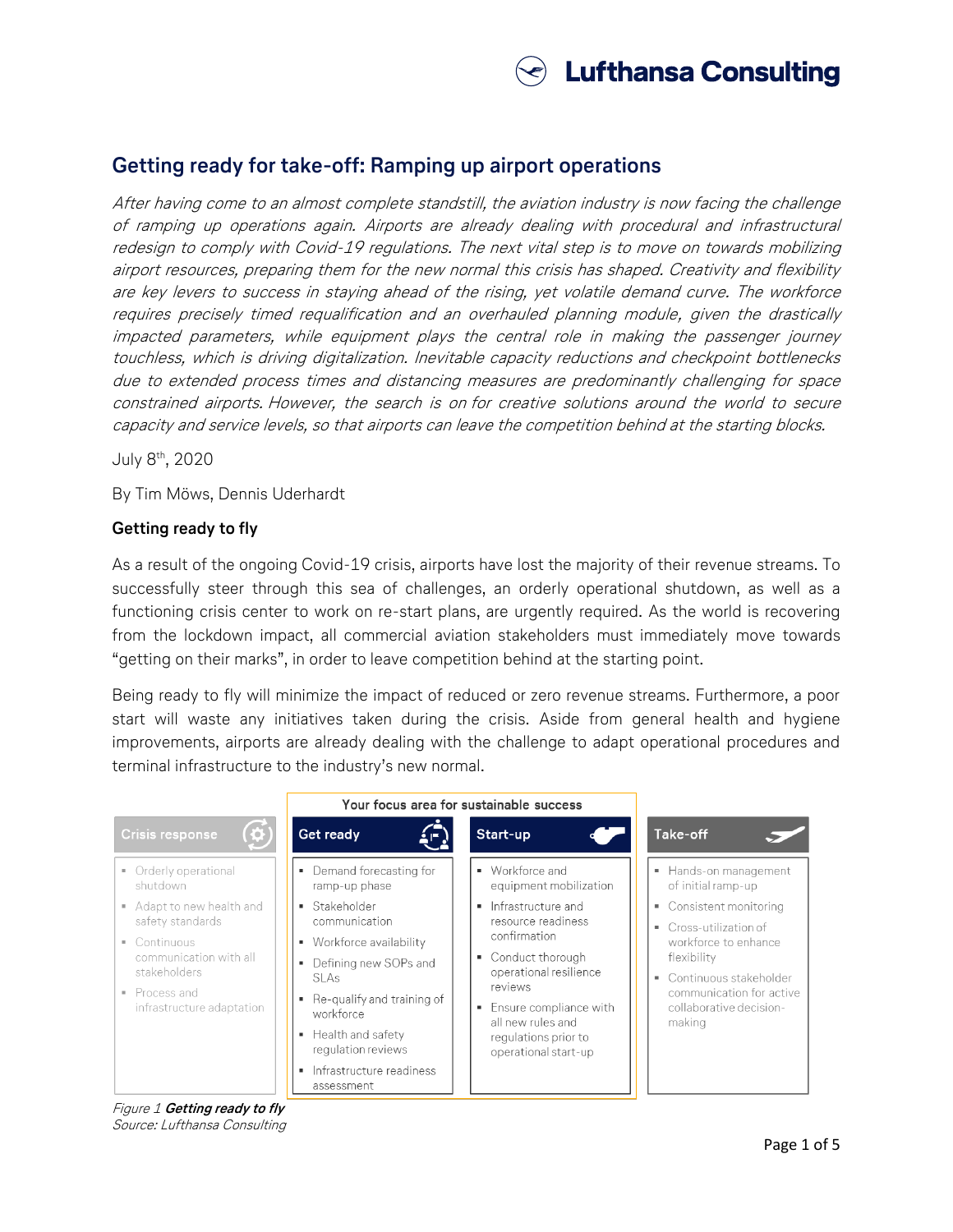## Getting ready for take-off: Ramping up airport operations

*After having come to an almost complete standstill, the aviation industry is now facing the challenge of ramping up operations again. Airports are already dealing with procedural and infrastructural redesign to comply with Covid-19 regulations. The next vital step is to move on towards mobilizing airport resources, preparing them for the new normal this crisis has shaped. Creativity and flexibility are key levers to success in staying ahead of the rising, yet volatile demand curve. The workforce requires precisely timed requalification and an overhauled planning module, given the drastically impacted parameters, while equipment plays the central role in making the passenger journey touchless, which is driving digitalization. Inevitable capacity reductions and checkpoint bottlenecks due to extended process times and distancing measures are predominantly challenging for space constrained airports. However, the search is on for creative solutions around the world to secure capacity and service levels, so that airports can leave the competition behind at the starting blocks.*

July 8th, 2020

By Tim Möws, Dennis Uderhardt

**Getting ready to fly**

As a result of the ongoing Covid-19 crisis, airports have lost the majority of their revenue streams. To successfully steer through this sea of challenges, an orderly operational shutdown, as well as a functioning crisis center to work on re-start plans, are urgently required. As the world is recovering from the lockdown impact, all commercial aviation stakeholders must immediately move towards "getting on their marks", in order to leave competition behind at the starting point.

Being ready to fly will minimize the impact of reduced or zero revenue streams. Furthermore, a poor start will waste any initiatives taken during the crisis. Aside from general health and hygiene improvements, airports are already dealing with the challenge to adapt operational procedures and terminal infrastructure to the industry's new normal.

| | Your focus area for sustainable success | | |
|---|---|---|---|
| **Crisis response** | **Get ready** | **Start-up** | **Take-off** |
| ▪ Orderly operational shutdown<br>▪ Adapt to new health and safety standards<br>▪ Continuous communication with all stakeholders<br>▪ Process and infrastructure adaptation | ▪ Demand forecasting for ramp-up phase<br>▪ Stakeholder communication<br>▪ Workforce availability<br>▪ Defining new SOPs and SLAs<br>▪ Re-qualify and training of workforce<br>▪ Health and safety regulation reviews<br>▪ Infrastructure readiness assessment | ▪ Workforce and equipment mobilization<br>▪ Infrastructure and resource readiness confirmation<br>▪ Conduct thorough operational resilience reviews<br>▪ Ensure compliance with all new rules and regulations prior to operational start-up | ▪ Hands-on management of initial ramp-up<br>▪ Consistent monitoring<br>▪ Cross-utilization of workforce to enhance flexibility<br>▪ Continuous stakeholder communication for active collaborative decision-making |

*Figure 1* ***Getting ready to fly***
*Source: Lufthansa Consulting*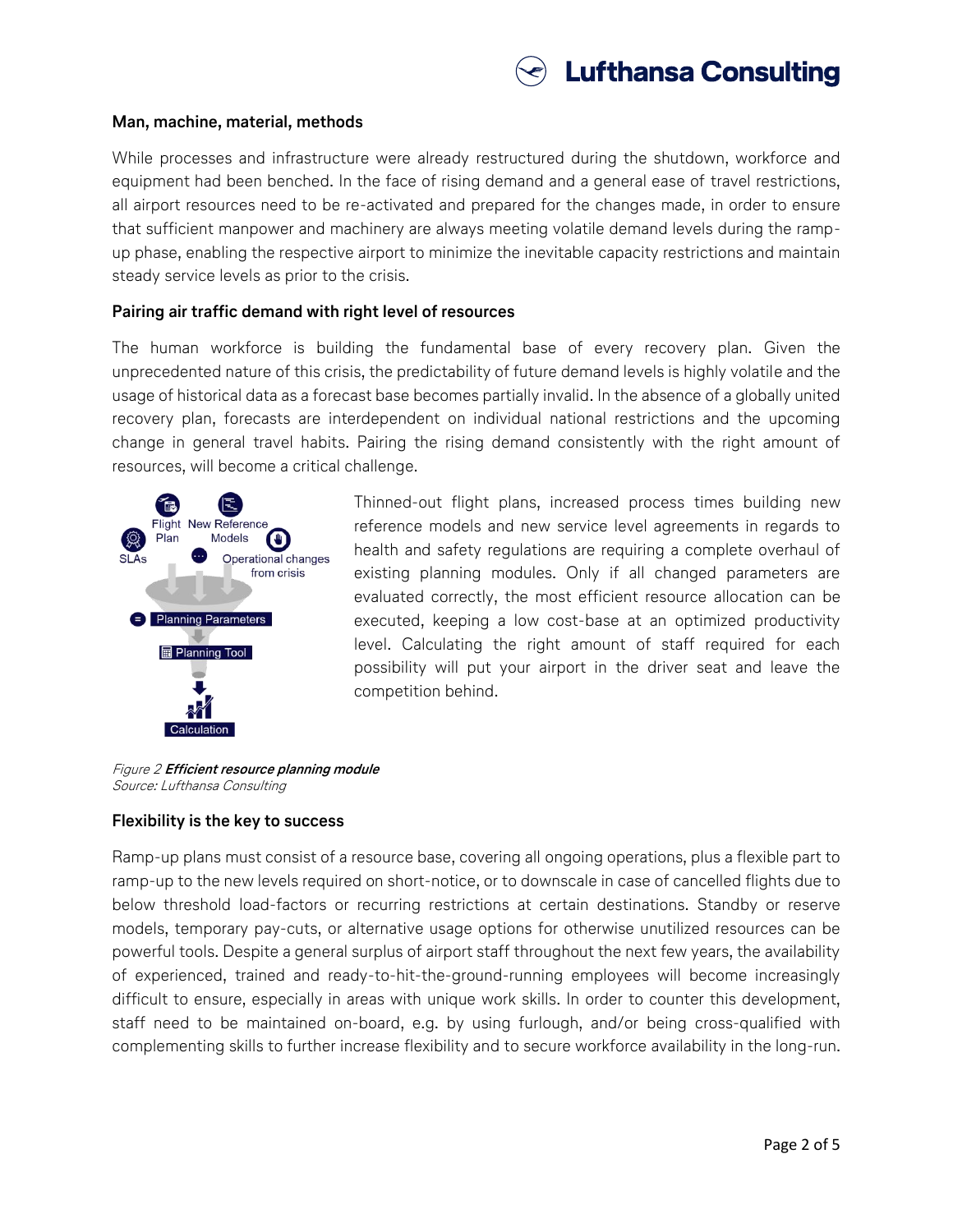### Man, machine, material, methods

While processes and infrastructure were already restructured during the shutdown, workforce and equipment had been benched. In the face of rising demand and a general ease of travel restrictions, all airport resources need to be re-activated and prepared for the changes made, in order to ensure that sufficient manpower and machinery are always meeting volatile demand levels during the ramp-up phase, enabling the respective airport to minimize the inevitable capacity restrictions and maintain steady service levels as prior to the crisis.

### Pairing air traffic demand with right level of resources

The human workforce is building the fundamental base of every recovery plan. Given the unprecedented nature of this crisis, the predictability of future demand levels is highly volatile and the usage of historical data as a forecast base becomes partially invalid. In the absence of a globally united recovery plan, forecasts are interdependent on individual national restrictions and the upcoming change in general travel habits. Pairing the rising demand consistently with the right amount of resources, will become a critical challenge.

Flight Plan, New Reference Models, SLAs, Operational changes from crisis = Planning Parameters → Planning Tool → Calculation

Thinned-out flight plans, increased process times building new reference models and new service level agreements in regards to health and safety regulations are requiring a complete overhaul of existing planning modules. Only if all changed parameters are evaluated correctly, the most efficient resource allocation can be executed, keeping a low cost-base at an optimized productivity level. Calculating the right amount of staff required for each possibility will put your airport in the driver seat and leave the competition behind.

*Figure 2* ***Efficient resource planning module***
*Source: Lufthansa Consulting*

### Flexibility is the key to success

Ramp-up plans must consist of a resource base, covering all ongoing operations, plus a flexible part to ramp-up to the new levels required on short-notice, or to downscale in case of cancelled flights due to below threshold load-factors or recurring restrictions at certain destinations. Standby or reserve models, temporary pay-cuts, or alternative usage options for otherwise unutilized resources can be powerful tools. Despite a general surplus of airport staff throughout the next few years, the availability of experienced, trained and ready-to-hit-the-ground-running employees will become increasingly difficult to ensure, especially in areas with unique work skills. In order to counter this development, staff need to be maintained on-board, e.g. by using furlough, and/or being cross-qualified with complementing skills to further increase flexibility and to secure workforce availability in the long-run.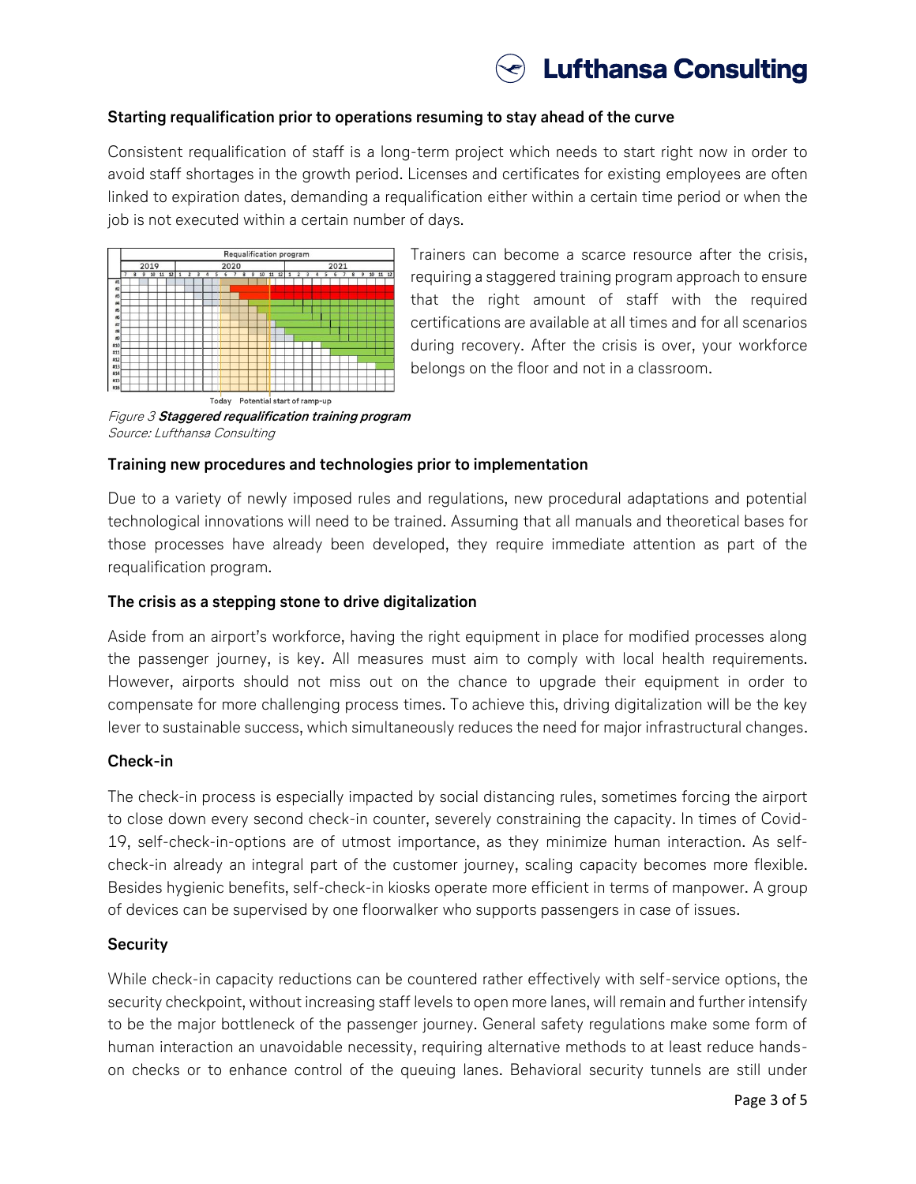### Starting requalification prior to operations resuming to stay ahead of the curve

Consistent requalification of staff is a long-term project which needs to start right now in order to avoid staff shortages in the growth period. Licenses and certificates for existing employees are often linked to expiration dates, demanding a requalification either within a certain time period or when the job is not executed within a certain number of days.

Trainers can become a scarce resource after the crisis, requiring a staggered training program approach to ensure that the right amount of staff with the required certifications are available at all times and for all scenarios during recovery. After the crisis is over, your workforce belongs on the floor and not in a classroom.

*Figure 3* ***Staggered requalification training program***
*Source: Lufthansa Consulting*

### Training new procedures and technologies prior to implementation

Due to a variety of newly imposed rules and regulations, new procedural adaptations and potential technological innovations will need to be trained. Assuming that all manuals and theoretical bases for those processes have already been developed, they require immediate attention as part of the requalification program.

### The crisis as a stepping stone to drive digitalization

Aside from an airport's workforce, having the right equipment in place for modified processes along the passenger journey, is key. All measures must aim to comply with local health requirements. However, airports should not miss out on the chance to upgrade their equipment in order to compensate for more challenging process times. To achieve this, driving digitalization will be the key lever to sustainable success, which simultaneously reduces the need for major infrastructural changes.

### Check-in

The check-in process is especially impacted by social distancing rules, sometimes forcing the airport to close down every second check-in counter, severely constraining the capacity. In times of Covid-19, self-check-in-options are of utmost importance, as they minimize human interaction. As self-check-in already an integral part of the customer journey, scaling capacity becomes more flexible. Besides hygienic benefits, self-check-in kiosks operate more efficient in terms of manpower. A group of devices can be supervised by one floorwalker who supports passengers in case of issues.

### Security

While check-in capacity reductions can be countered rather effectively with self-service options, the security checkpoint, without increasing staff levels to open more lanes, will remain and further intensify to be the major bottleneck of the passenger journey. General safety regulations make some form of human interaction an unavoidable necessity, requiring alternative methods to at least reduce hands-on checks or to enhance control of the queuing lanes. Behavioral security tunnels are still under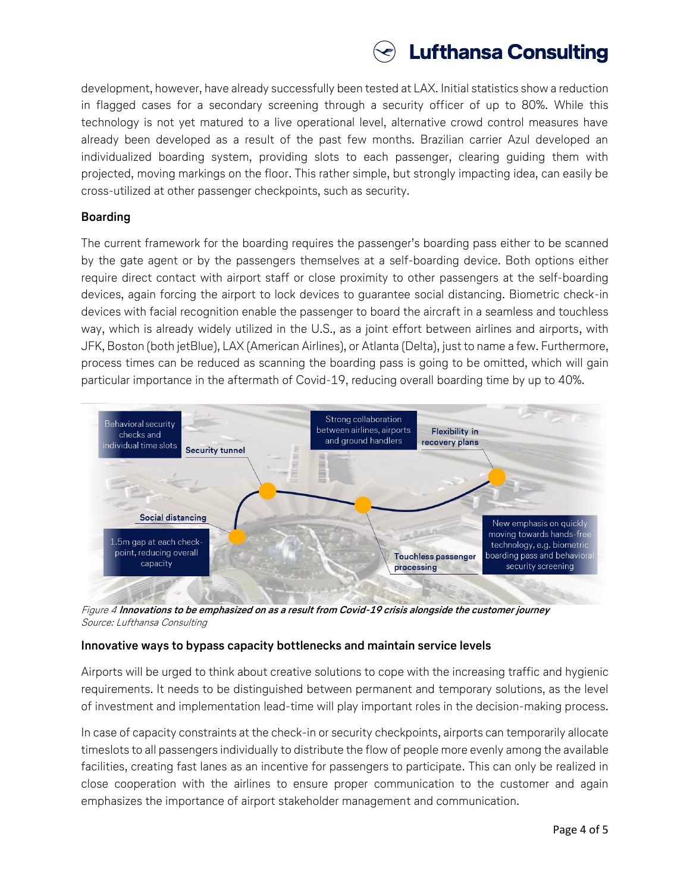development, however, have already successfully been tested at LAX. Initial statistics show a reduction in flagged cases for a secondary screening through a security officer of up to 80%. While this technology is not yet matured to a live operational level, alternative crowd control measures have already been developed as a result of the past few months. Brazilian carrier Azul developed an individualized boarding system, providing slots to each passenger, clearing guiding them with projected, moving markings on the floor. This rather simple, but strongly impacting idea, can easily be cross-utilized at other passenger checkpoints, such as security.

### Boarding

The current framework for the boarding requires the passenger's boarding pass either to be scanned by the gate agent or by the passengers themselves at a self-boarding device. Both options either require direct contact with airport staff or close proximity to other passengers at the self-boarding devices, again forcing the airport to lock devices to guarantee social distancing. Biometric check-in devices with facial recognition enable the passenger to board the aircraft in a seamless and touchless way, which is already widely utilized in the U.S., as a joint effort between airlines and airports, with JFK, Boston (both jetBlue), LAX (American Airlines), or Atlanta (Delta), just to name a few. Furthermore, process times can be reduced as scanning the boarding pass is going to be omitted, which will gain particular importance in the aftermath of Covid-19, reducing overall boarding time by up to 40%.

*Figure 4* ***Innovations to be emphasized on as a result from Covid-19 crisis alongside the customer journey***
*Source: Lufthansa Consulting*

### Innovative ways to bypass capacity bottlenecks and maintain service levels

Airports will be urged to think about creative solutions to cope with the increasing traffic and hygienic requirements. It needs to be distinguished between permanent and temporary solutions, as the level of investment and implementation lead-time will play important roles in the decision-making process.

In case of capacity constraints at the check-in or security checkpoints, airports can temporarily allocate timeslots to all passengers individually to distribute the flow of people more evenly among the available facilities, creating fast lanes as an incentive for passengers to participate. This can only be realized in close cooperation with the airlines to ensure proper communication to the customer and again emphasizes the importance of airport stakeholder management and communication.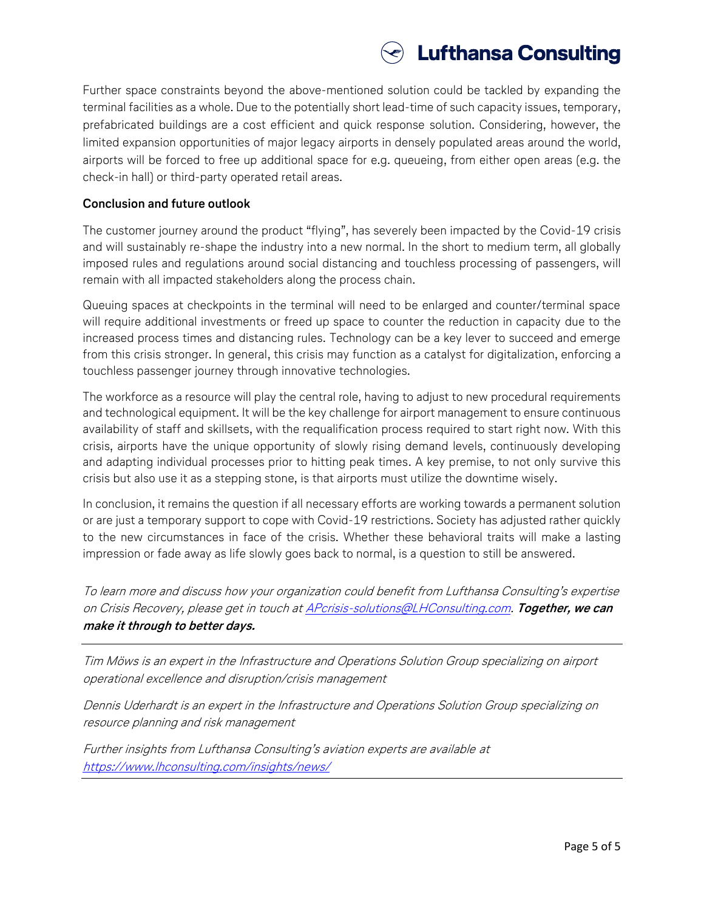Further space constraints beyond the above-mentioned solution could be tackled by expanding the terminal facilities as a whole. Due to the potentially short lead-time of such capacity issues, temporary, prefabricated buildings are a cost efficient and quick response solution. Considering, however, the limited expansion opportunities of major legacy airports in densely populated areas around the world, airports will be forced to free up additional space for e.g. queueing, from either open areas (e.g. the check-in hall) or third-party operated retail areas.

**Conclusion and future outlook**

The customer journey around the product "flying", has severely been impacted by the Covid-19 crisis and will sustainably re-shape the industry into a new normal. In the short to medium term, all globally imposed rules and regulations around social distancing and touchless processing of passengers, will remain with all impacted stakeholders along the process chain.

Queuing spaces at checkpoints in the terminal will need to be enlarged and counter/terminal space will require additional investments or freed up space to counter the reduction in capacity due to the increased process times and distancing rules. Technology can be a key lever to succeed and emerge from this crisis stronger. In general, this crisis may function as a catalyst for digitalization, enforcing a touchless passenger journey through innovative technologies.

The workforce as a resource will play the central role, having to adjust to new procedural requirements and technological equipment. It will be the key challenge for airport management to ensure continuous availability of staff and skillsets, with the requalification process required to start right now. With this crisis, airports have the unique opportunity of slowly rising demand levels, continuously developing and adapting individual processes prior to hitting peak times. A key premise, to not only survive this crisis but also use it as a stepping stone, is that airports must utilize the downtime wisely.

In conclusion, it remains the question if all necessary efforts are working towards a permanent solution or are just a temporary support to cope with Covid-19 restrictions. Society has adjusted rather quickly to the new circumstances in face of the crisis. Whether these behavioral traits will make a lasting impression or fade away as life slowly goes back to normal, is a question to still be answered.

*To learn more and discuss how your organization could benefit from Lufthansa Consulting's expertise on Crisis Recovery, please get in touch at [APcrisis-solutions@LHConsulting.com](mailto:APcrisis-solutions@LHConsulting.com).* ***Together, we can make it through to better days.***

---

*Tim Möws is an expert in the Infrastructure and Operations Solution Group specializing on airport operational excellence and disruption/crisis management*

*Dennis Uderhardt is an expert in the Infrastructure and Operations Solution Group specializing on resource planning and risk management*

*Further insights from Lufthansa Consulting's aviation experts are available at [https://www.lhconsulting.com/insights/news/](https://www.lhconsulting.com/insights/news/)*

---